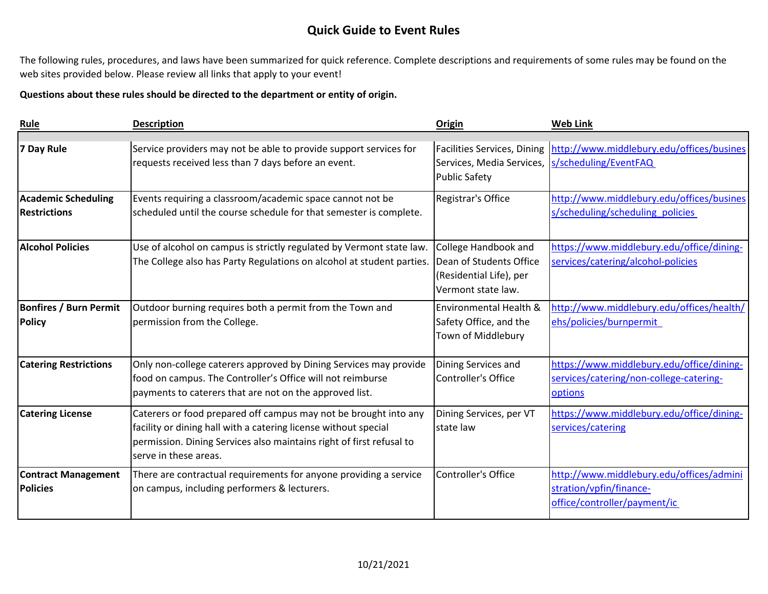# Quick Guide to Event Rules

The following rules, procedures, and laws have been summarized for quick reference. Complete descriptions and requirements of some rules may be found on the web sites provided below. Please review all links that apply to your event!

**Questions about these rules should be directed to the department or entity of origin.**

| Rule | Description | Origin | Web Link |
|---|---|---|---|
| **7 Day Rule** | Service providers may not be able to provide support services for requests received less than 7 days before an event. | Facilities Services, Dining Services, Media Services, Public Safety | http://www.middlebury.edu/offices/business/scheduling/EventFAQ |
| **Academic Scheduling Restrictions** | Events requiring a classroom/academic space cannot not be scheduled until the course schedule for that semester is complete. | Registrar's Office | http://www.middlebury.edu/offices/business/scheduling/scheduling_policies |
| **Alcohol Policies** | Use of alcohol on campus is strictly regulated by Vermont state law. The College also has Party Regulations on alcohol at student parties. | College Handbook and Dean of Students Office (Residential Life), per Vermont state law. | https://www.middlebury.edu/office/dining-services/catering/alcohol-policies |
| **Bonfires / Burn Permit Policy** | Outdoor burning requires both a permit from the Town and permission from the College. | Environmental Health & Safety Office, and the Town of Middlebury | http://www.middlebury.edu/offices/health/ehs/policies/burnpermit |
| **Catering Restrictions** | Only non-college caterers approved by Dining Services may provide food on campus. The Controller's Office will not reimburse payments to caterers that are not on the approved list. | Dining Services and Controller's Office | https://www.middlebury.edu/office/dining-services/catering/non-college-catering-options |
| **Catering License** | Caterers or food prepared off campus may not be brought into any facility or dining hall with a catering license without special permission. Dining Services also maintains right of first refusal to serve in these areas. | Dining Services, per VT state law | https://www.middlebury.edu/office/dining-services/catering |
| **Contract Management Policies** | There are contractual requirements for anyone providing a service on campus, including performers & lecturers. | Controller's Office | http://www.middlebury.edu/offices/administration/vpfin/finance-office/controller/payment/ic |

10/21/2021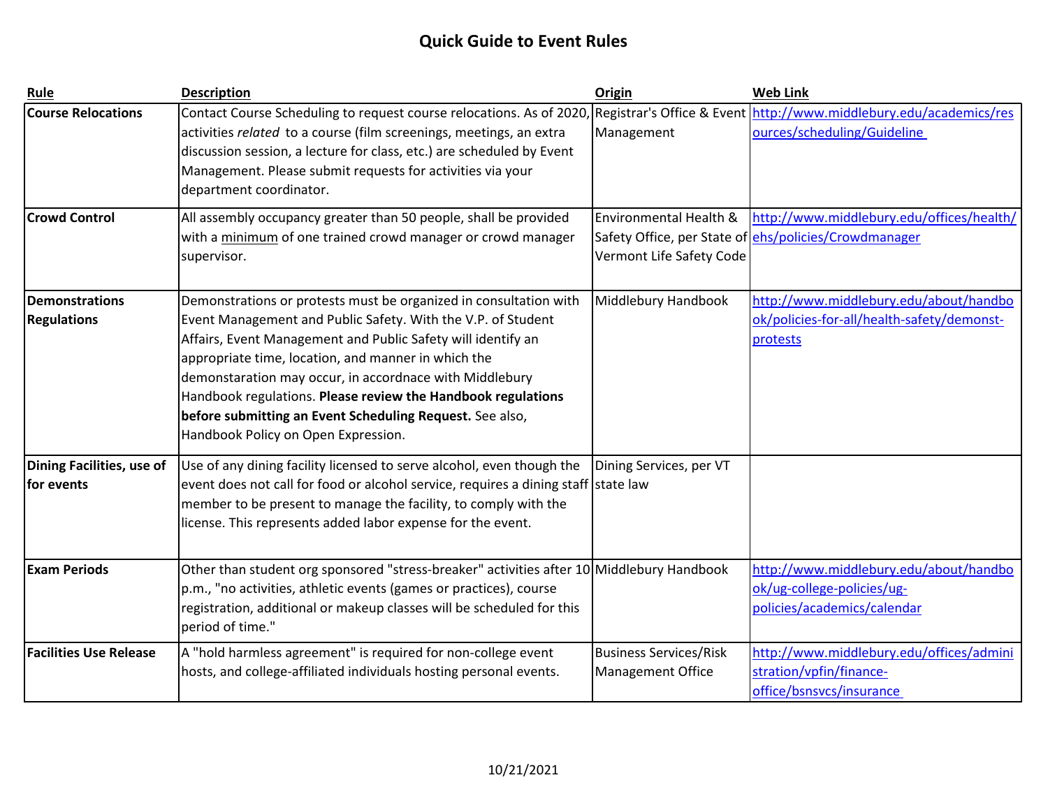# Quick Guide to Event Rules

| Rule | Description | Origin | Web Link |
|---|---|---|---|
| **Course Relocations** | Contact Course Scheduling to request course relocations. As of 2020, activities *related* to a course (film screenings, meetings, an extra discussion session, a lecture for class, etc.) are scheduled by Event Management. Please submit requests for activities via your department coordinator. | Registrar's Office & Event Management | http://www.middlebury.edu/academics/resources/scheduling/Guideline |
| **Crowd Control** | All assembly occupancy greater than 50 people, shall be provided with a minimum of one trained crowd manager or crowd manager supervisor. | Environmental Health & Safety Office, per State of Vermont Life Safety Code | http://www.middlebury.edu/offices/health/ehs/policies/Crowdmanager |
| **Demonstrations Regulations** | Demonstrations or protests must be organized in consultation with Event Management and Public Safety. With the V.P. of Student Affairs, Event Management and Public Safety will identify an appropriate time, location, and manner in which the demonstaration may occur, in accordnace with Middlebury Handbook regulations. **Please review the Handbook regulations before submitting an Event Scheduling Request.** See also, Handbook Policy on Open Expression. | Middlebury Handbook | http://www.middlebury.edu/about/handbook/policies-for-all/health-safety/demonst-protests |
| **Dining Facilities, use of for events** | Use of any dining facility licensed to serve alcohol, even though the event does not call for food or alcohol service, requires a dining staff member to be present to manage the facility, to comply with the license. This represents added labor expense for the event. | Dining Services, per VT state law | |
| **Exam Periods** | Other than student org sponsored "stress-breaker" activities after 10 p.m., "no activities, athletic events (games or practices), course registration, additional or makeup classes will be scheduled for this period of time." | Middlebury Handbook | http://www.middlebury.edu/about/handbook/ug-college-policies/ug-policies/academics/calendar |
| **Facilities Use Release** | A "hold harmless agreement" is required for non-college event hosts, and college-affiliated individuals hosting personal events. | Business Services/Risk Management Office | http://www.middlebury.edu/offices/administration/vpfin/finance-office/bsnsvcs/insurance |

10/21/2021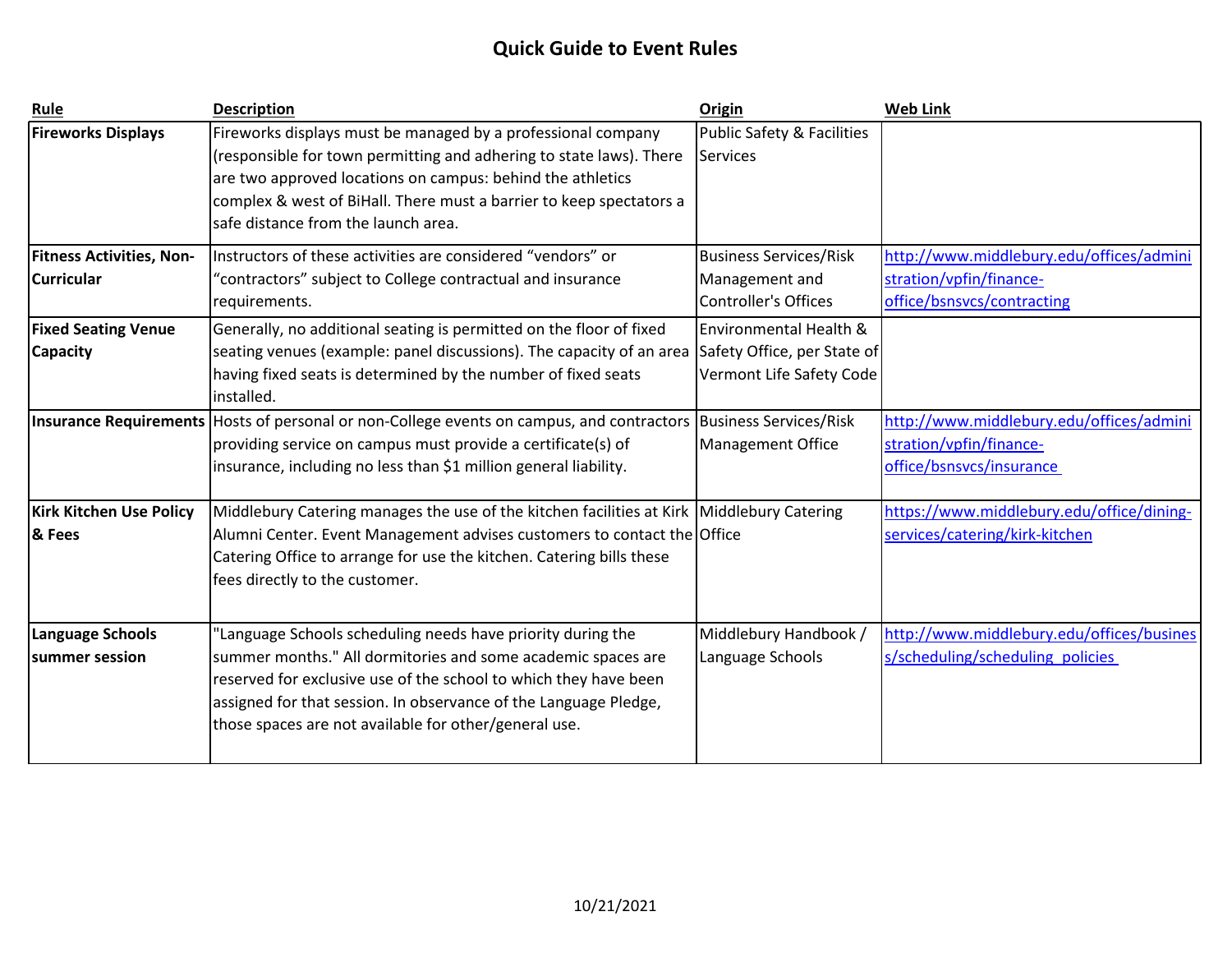# Quick Guide to Event Rules

| Rule | Description | Origin | Web Link |
|---|---|---|---|
| **Fireworks Displays** | Fireworks displays must be managed by a professional company (responsible for town permitting and adhering to state laws). There are two approved locations on campus: behind the athletics complex & west of BiHall. There must a barrier to keep spectators a safe distance from the launch area. | Public Safety & Facilities Services | |
| **Fitness Activities, Non-Curricular** | Instructors of these activities are considered "vendors" or "contractors" subject to College contractual and insurance requirements. | Business Services/Risk Management and Controller's Offices | http://www.middlebury.edu/offices/administration/vpfin/finance-office/bsnsvcs/contracting |
| **Fixed Seating Venue Capacity** | Generally, no additional seating is permitted on the floor of fixed seating venues (example: panel discussions). The capacity of an area having fixed seats is determined by the number of fixed seats installed. | Environmental Health & Safety Office, per State of Vermont Life Safety Code | |
| **Insurance Requirements** | Hosts of personal or non-College events on campus, and contractors providing service on campus must provide a certificate(s) of insurance, including no less than $1 million general liability. | Business Services/Risk Management Office | http://www.middlebury.edu/offices/administration/vpfin/finance-office/bsnsvcs/insurance |
| **Kirk Kitchen Use Policy & Fees** | Middlebury Catering manages the use of the kitchen facilities at Kirk Alumni Center. Event Management advises customers to contact the Catering Office to arrange for use the kitchen. Catering bills these fees directly to the customer. | Middlebury Catering Office | https://www.middlebury.edu/office/dining-services/catering/kirk-kitchen |
| **Language Schools summer session** | "Language Schools scheduling needs have priority during the summer months." All dormitories and some academic spaces are reserved for exclusive use of the school to which they have been assigned for that session. In observance of the Language Pledge, those spaces are not available for other/general use. | Middlebury Handbook / Language Schools | http://www.middlebury.edu/offices/business/scheduling/scheduling_policies |

10/21/2021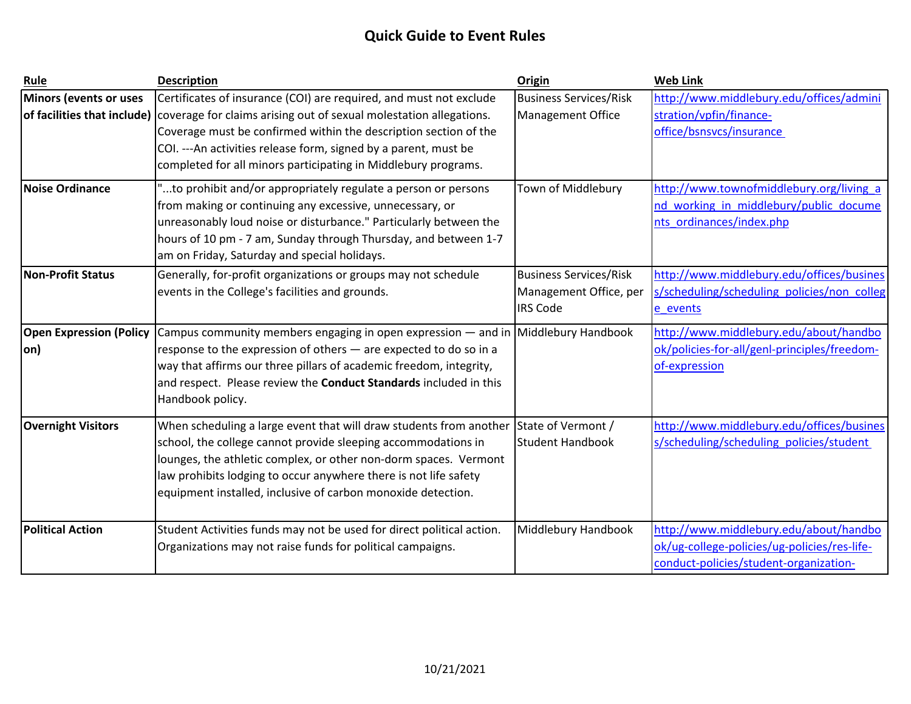# Quick Guide to Event Rules

| Rule | Description | Origin | Web Link |
|---|---|---|---|
| **Minors (events or uses of facilities that include)** | Certificates of insurance (COI) are required, and must not exclude coverage for claims arising out of sexual molestation allegations. Coverage must be confirmed within the description section of the COI. ---An activities release form, signed by a parent, must be completed for all minors participating in Middlebury programs. | Business Services/Risk Management Office | http://www.middlebury.edu/offices/administration/vpfin/finance-office/bsnsvcs/insurance |
| **Noise Ordinance** | "...to prohibit and/or appropriately regulate a person or persons from making or continuing any excessive, unnecessary, or unreasonably loud noise or disturbance." Particularly between the hours of 10 pm - 7 am, Sunday through Thursday, and between 1-7 am on Friday, Saturday and special holidays. | Town of Middlebury | http://www.townofmiddlebury.org/living_and_working_in_middlebury/public_documents_ordinances/index.php |
| **Non-Profit Status** | Generally, for-profit organizations or groups may not schedule events in the College's facilities and grounds. | Business Services/Risk Management Office, per IRS Code | http://www.middlebury.edu/offices/business/scheduling/scheduling_policies/non_college_events |
| **Open Expression (Policy on)** | Campus community members engaging in open expression — and in response to the expression of others — are expected to do so in a way that affirms our three pillars of academic freedom, integrity, and respect. Please review the **Conduct Standards** included in this Handbook policy. | Middlebury Handbook | http://www.middlebury.edu/about/handbook/policies-for-all/genl-principles/freedom-of-expression |
| **Overnight Visitors** | When scheduling a large event that will draw students from another school, the college cannot provide sleeping accommodations in lounges, the athletic complex, or other non-dorm spaces. Vermont law prohibits lodging to occur anywhere there is not life safety equipment installed, inclusive of carbon monoxide detection. | State of Vermont / Student Handbook | http://www.middlebury.edu/offices/business/scheduling/scheduling_policies/student |
| **Political Action** | Student Activities funds may not be used for direct political action. Organizations may not raise funds for political campaigns. | Middlebury Handbook | http://www.middlebury.edu/about/handbook/ug-college-policies/ug-policies/res-life-conduct-policies/student-organization- |

10/21/2021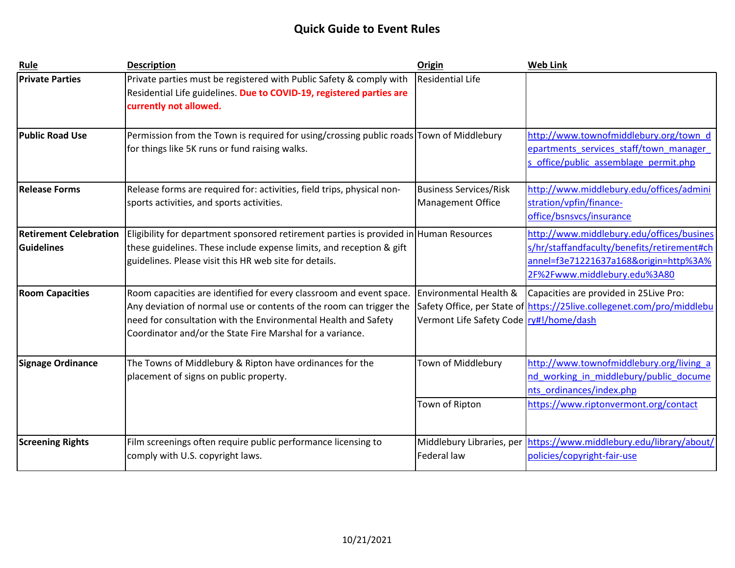# Quick Guide to Event Rules

| Rule | Description | Origin | Web Link |
|---|---|---|---|
| **Private Parties** | Private parties must be registered with Public Safety & comply with Residential Life guidelines. **Due to COVID-19, registered parties are currently not allowed.** | Residential Life | |
| **Public Road Use** | Permission from the Town is required for using/crossing public roads for things like 5K runs or fund raising walks. | Town of Middlebury | http://www.townofmiddlebury.org/town_departments_services_staff/town_manager_s_office/public_assemblage_permit.php |
| **Release Forms** | Release forms are required for: activities, field trips, physical non-sports activities, and sports activities. | Business Services/Risk Management Office | http://www.middlebury.edu/offices/administration/vpfin/finance-office/bsnsvcs/insurance |
| **Retirement Celebration Guidelines** | Eligibility for department sponsored retirement parties is provided in these guidelines. These include expense limits, and reception & gift guidelines. Please visit this HR web site for details. | Human Resources | http://www.middlebury.edu/offices/business/hr/staffandfaculty/benefits/retirement#channel=f3e71221637a168&origin=http%3A%2F%2Fwww.middlebury.edu%3A80 |
| **Room Capacities** | Room capacities are identified for every classroom and event space. Any deviation of normal use or contents of the room can trigger the need for consultation with the Environmental Health and Safety Coordinator and/or the State Fire Marshal for a variance. | Environmental Health & Safety Office, per State of Vermont Life Safety Code | Capacities are provided in 25Live Pro: https://25live.collegenet.com/pro/middlebury#!/home/dash |
| **Signage Ordinance** | The Towns of Middlebury & Ripton have ordinances for the placement of signs on public property. | Town of Middlebury | http://www.townofmiddlebury.org/living_and_working_in_middlebury/public_documents_ordinances/index.php |
| | | Town of Ripton | https://www.riptonvermont.org/contact |
| **Screening Rights** | Film screenings often require public performance licensing to comply with U.S. copyright laws. | Middlebury Libraries, per Federal law | https://www.middlebury.edu/library/about/policies/copyright-fair-use |

10/21/2021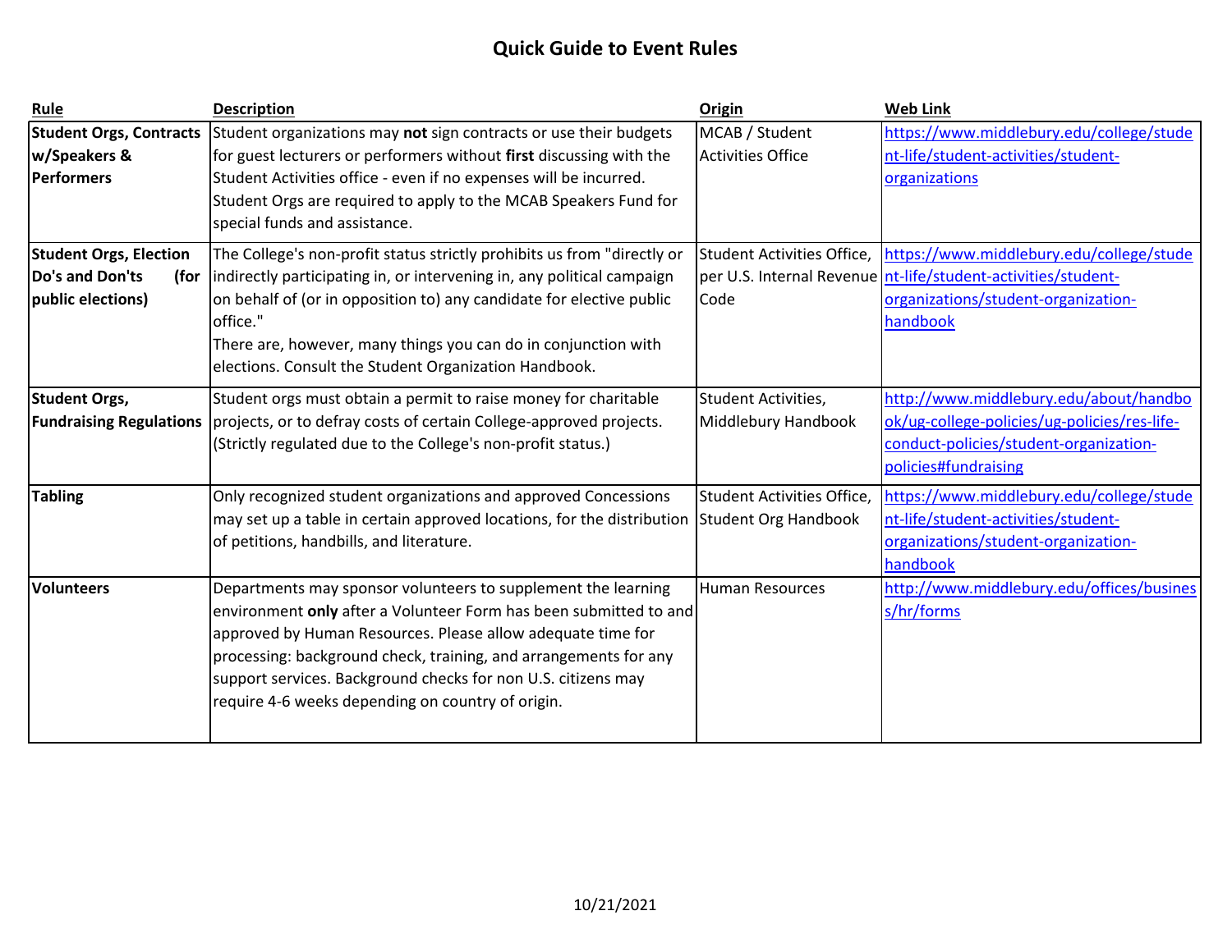# Quick Guide to Event Rules

| Rule | Description | Origin | Web Link |
|---|---|---|---|
| **Student Orgs, Contracts w/Speakers & Performers** | Student organizations may **not** sign contracts or use their budgets for guest lecturers or performers without **first** discussing with the Student Activities office - even if no expenses will be incurred. Student Orgs are required to apply to the MCAB Speakers Fund for special funds and assistance. | MCAB / Student Activities Office | https://www.middlebury.edu/college/student-life/student-activities/student-organizations |
| **Student Orgs, Election Do's and Don'ts (for public elections)** | The College's non-profit status strictly prohibits us from "directly or indirectly participating in, or intervening in, any political campaign on behalf of (or in opposition to) any candidate for elective public office." There are, however, many things you can do in conjunction with elections. Consult the Student Organization Handbook. | Student Activities Office, per U.S. Internal Revenue Code | https://www.middlebury.edu/college/student-life/student-activities/student-organizations/student-organization-handbook |
| **Student Orgs, Fundraising Regulations** | Student orgs must obtain a permit to raise money for charitable projects, or to defray costs of certain College-approved projects. (Strictly regulated due to the College's non-profit status.) | Student Activities, Middlebury Handbook | http://www.middlebury.edu/about/handbook/ug-college-policies/ug-policies/res-life-conduct-policies/student-organization-policies#fundraising |
| **Tabling** | Only recognized student organizations and approved Concessions may set up a table in certain approved locations, for the distribution of petitions, handbills, and literature. | Student Activities Office, Student Org Handbook | https://www.middlebury.edu/college/student-life/student-activities/student-organizations/student-organization-handbook |
| **Volunteers** | Departments may sponsor volunteers to supplement the learning environment **only** after a Volunteer Form has been submitted to and approved by Human Resources. Please allow adequate time for processing: background check, training, and arrangements for any support services. Background checks for non U.S. citizens may require 4-6 weeks depending on country of origin. | Human Resources | http://www.middlebury.edu/offices/business/hr/forms |

10/21/2021